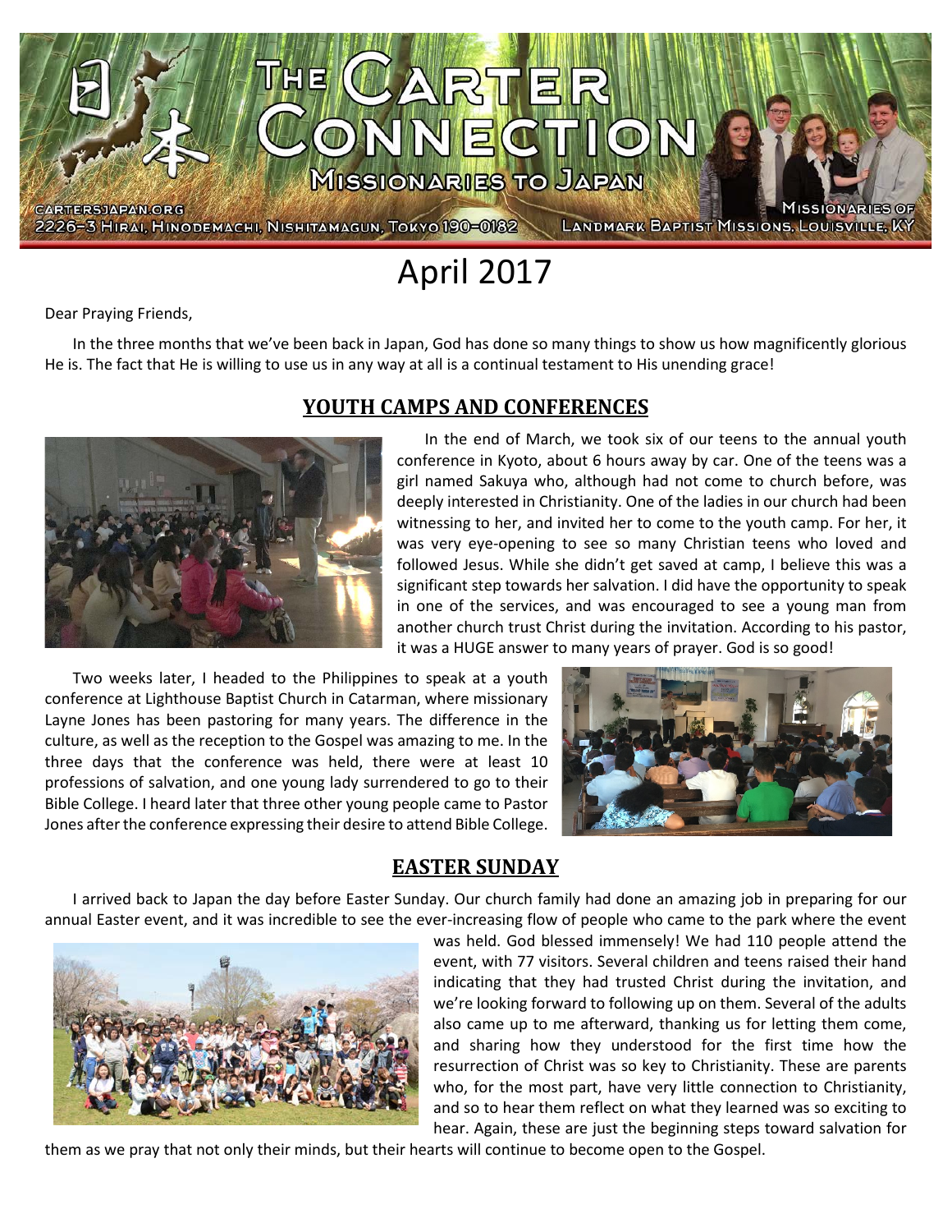# The Carter Connection

Missionaries to Japan

CARTERSJAPAN.ORG
2226-3 Hirai, Hinodemachi, Nishitamagun, Tokyo 190-0182

Missionaries of Landmark Baptist Missions, Louisville, KY

## April 2017

Dear Praying Friends,

In the three months that we've been back in Japan, God has done so many things to show us how magnificently glorious He is. The fact that He is willing to use us in any way at all is a continual testament to His unending grace!

### YOUTH CAMPS AND CONFERENCES

In the end of March, we took six of our teens to the annual youth conference in Kyoto, about 6 hours away by car. One of the teens was a girl named Sakuya who, although had not come to church before, was deeply interested in Christianity. One of the ladies in our church had been witnessing to her, and invited her to come to the youth camp. For her, it was very eye-opening to see so many Christian teens who loved and followed Jesus. While she didn't get saved at camp, I believe this was a significant step towards her salvation. I did have the opportunity to speak in one of the services, and was encouraged to see a young man from another church trust Christ during the invitation. According to his pastor, it was a HUGE answer to many years of prayer. God is so good!

Two weeks later, I headed to the Philippines to speak at a youth conference at Lighthouse Baptist Church in Catarman, where missionary Layne Jones has been pastoring for many years. The difference in the culture, as well as the reception to the Gospel was amazing to me. In the three days that the conference was held, there were at least 10 professions of salvation, and one young lady surrendered to go to their Bible College. I heard later that three other young people came to Pastor Jones after the conference expressing their desire to attend Bible College.

### EASTER SUNDAY

I arrived back to Japan the day before Easter Sunday. Our church family had done an amazing job in preparing for our annual Easter event, and it was incredible to see the ever-increasing flow of people who came to the park where the event was held. God blessed immensely! We had 110 people attend the event, with 77 visitors. Several children and teens raised their hand indicating that they had trusted Christ during the invitation, and we're looking forward to following up on them. Several of the adults also came up to me afterward, thanking us for letting them come, and sharing how they understood for the first time how the resurrection of Christ was so key to Christianity. These are parents who, for the most part, have very little connection to Christianity, and so to hear them reflect on what they learned was so exciting to hear. Again, these are just the beginning steps toward salvation for them as we pray that not only their minds, but their hearts will continue to become open to the Gospel.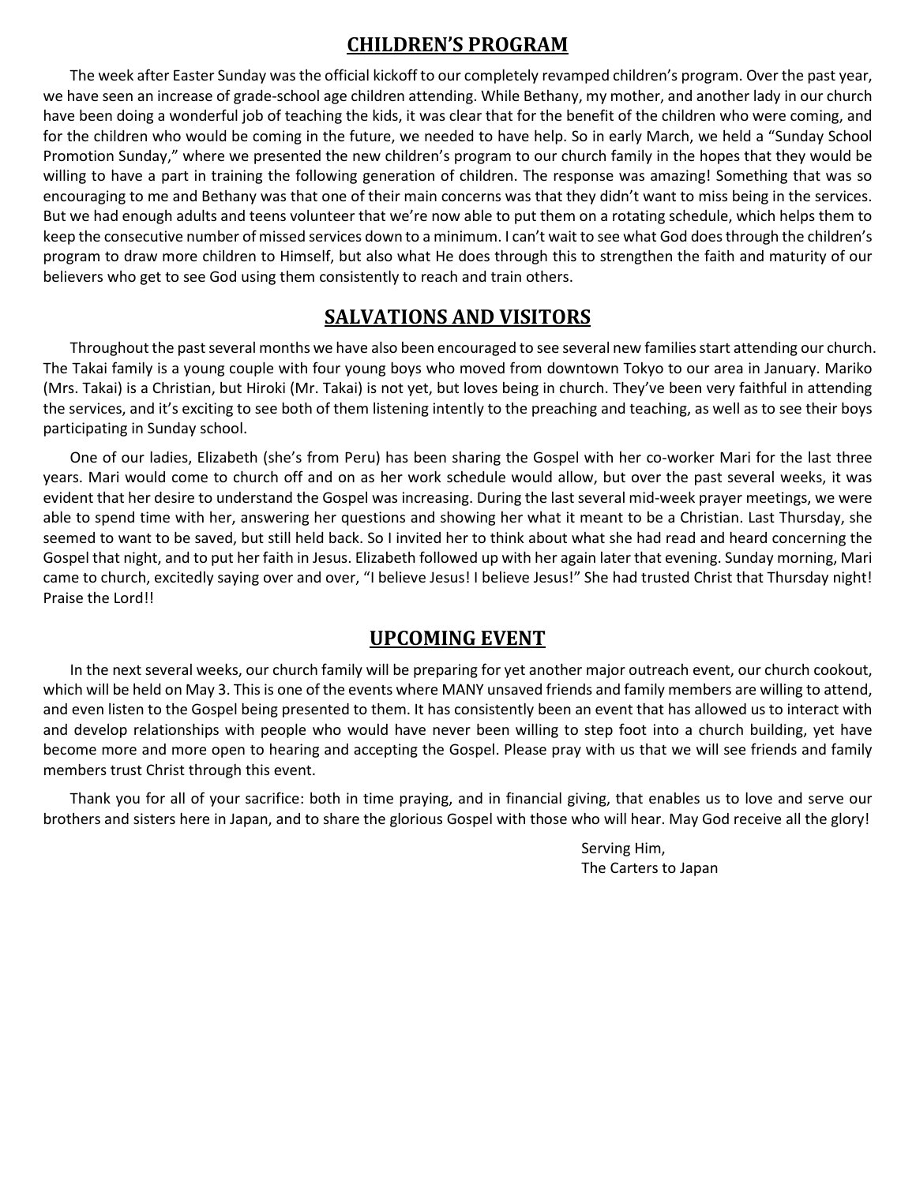## CHILDREN'S PROGRAM

The week after Easter Sunday was the official kickoff to our completely revamped children's program. Over the past year, we have seen an increase of grade-school age children attending. While Bethany, my mother, and another lady in our church have been doing a wonderful job of teaching the kids, it was clear that for the benefit of the children who were coming, and for the children who would be coming in the future, we needed to have help. So in early March, we held a "Sunday School Promotion Sunday," where we presented the new children's program to our church family in the hopes that they would be willing to have a part in training the following generation of children. The response was amazing! Something that was so encouraging to me and Bethany was that one of their main concerns was that they didn't want to miss being in the services. But we had enough adults and teens volunteer that we're now able to put them on a rotating schedule, which helps them to keep the consecutive number of missed services down to a minimum. I can't wait to see what God does through the children's program to draw more children to Himself, but also what He does through this to strengthen the faith and maturity of our believers who get to see God using them consistently to reach and train others.

## SALVATIONS AND VISITORS

Throughout the past several months we have also been encouraged to see several new families start attending our church. The Takai family is a young couple with four young boys who moved from downtown Tokyo to our area in January. Mariko (Mrs. Takai) is a Christian, but Hiroki (Mr. Takai) is not yet, but loves being in church. They've been very faithful in attending the services, and it's exciting to see both of them listening intently to the preaching and teaching, as well as to see their boys participating in Sunday school.

One of our ladies, Elizabeth (she's from Peru) has been sharing the Gospel with her co-worker Mari for the last three years. Mari would come to church off and on as her work schedule would allow, but over the past several weeks, it was evident that her desire to understand the Gospel was increasing. During the last several mid-week prayer meetings, we were able to spend time with her, answering her questions and showing her what it meant to be a Christian. Last Thursday, she seemed to want to be saved, but still held back. So I invited her to think about what she had read and heard concerning the Gospel that night, and to put her faith in Jesus. Elizabeth followed up with her again later that evening. Sunday morning, Mari came to church, excitedly saying over and over, "I believe Jesus! I believe Jesus!" She had trusted Christ that Thursday night! Praise the Lord!!

## UPCOMING EVENT

In the next several weeks, our church family will be preparing for yet another major outreach event, our church cookout, which will be held on May 3. This is one of the events where MANY unsaved friends and family members are willing to attend, and even listen to the Gospel being presented to them. It has consistently been an event that has allowed us to interact with and develop relationships with people who would have never been willing to step foot into a church building, yet have become more and more open to hearing and accepting the Gospel. Please pray with us that we will see friends and family members trust Christ through this event.

Thank you for all of your sacrifice: both in time praying, and in financial giving, that enables us to love and serve our brothers and sisters here in Japan, and to share the glorious Gospel with those who will hear. May God receive all the glory!

Serving Him,
The Carters to Japan